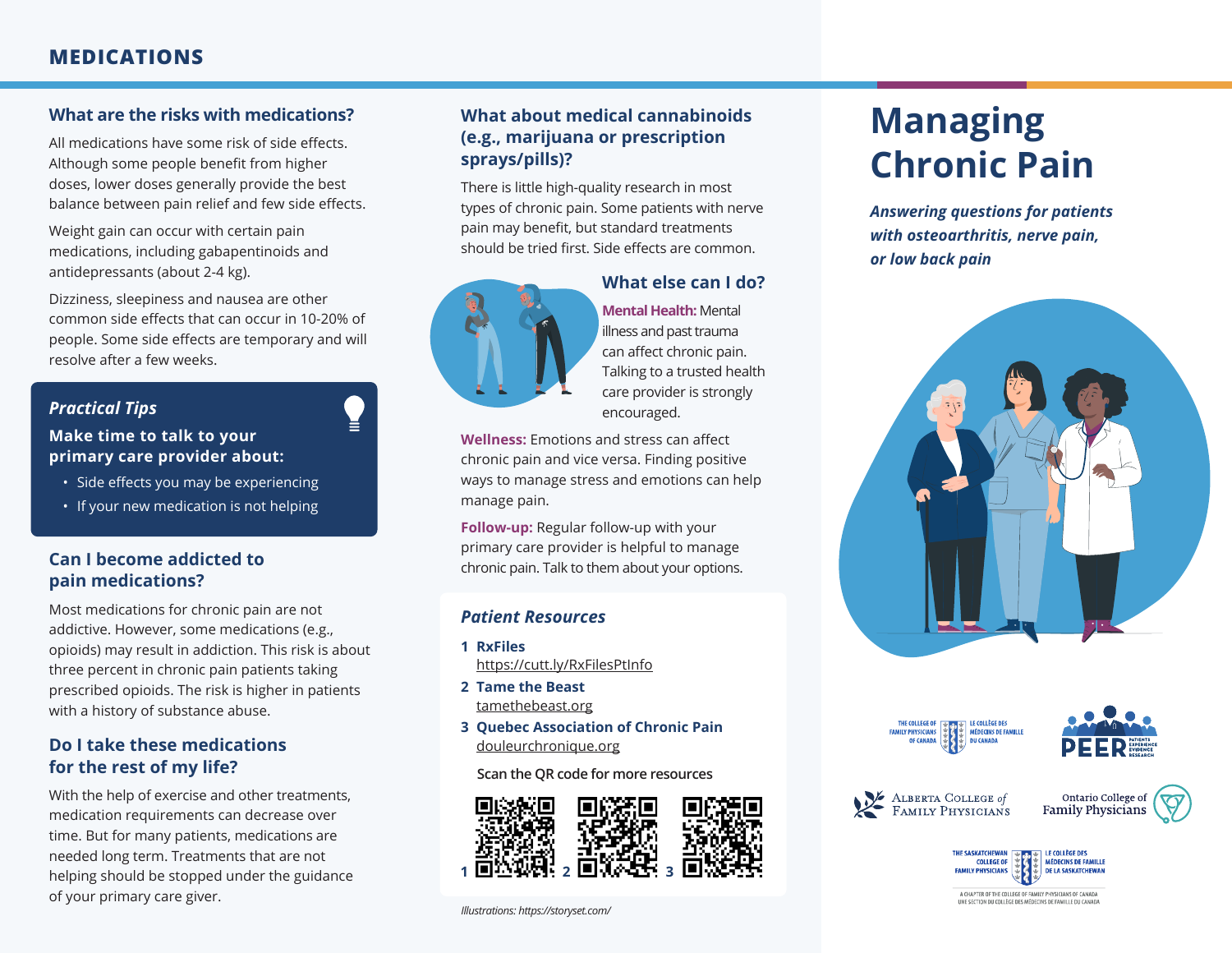# MEDICATIONS

## What are the risks with medications?

All medications have some risk of side effects. Although some people benefit from higher doses, lower doses generally provide the best balance between pain relief and few side effects.

Weight gain can occur with certain pain medications, including gabapentinoids and antidepressants (about 2-4 kg).

Dizziness, sleepiness and nausea are other common side effects that can occur in 10-20% of people. Some side effects are temporary and will resolve after a few weeks.

### *Practical Tips*

**Make time to talk to your primary care provider about:**

- Side effects you may be experiencing
- If your new medication is not helping

## Can I become addicted to pain medications?

Most medications for chronic pain are not addictive. However, some medications (e.g., opioids) may result in addiction. This risk is about three percent in chronic pain patients taking prescribed opioids. The risk is higher in patients with a history of substance abuse.

## Do I take these medications for the rest of my life?

With the help of exercise and other treatments, medication requirements can decrease over time. But for many patients, medications are needed long term. Treatments that are not helping should be stopped under the guidance of your primary care giver.

## What about medical cannabinoids (e.g., marijuana or prescription sprays/pills)?

There is little high-quality research in most types of chronic pain. Some patients with nerve pain may benefit, but standard treatments should be tried first. Side effects are common.

## What else can I do?

**Mental Health:** Mental illness and past trauma can affect chronic pain. Talking to a trusted health care provider is strongly encouraged.

**Wellness:** Emotions and stress can affect chronic pain and vice versa. Finding positive ways to manage stress and emotions can help manage pain.

**Follow-up:** Regular follow-up with your primary care provider is helpful to manage chronic pain. Talk to them about your options.

### *Patient Resources*

1. **RxFiles**
   https://cutt.ly/RxFilesPtInfo
2. **Tame the Beast**
   tamethebeast.org
3. **Quebec Association of Chronic Pain**
   douleurchronique.org

Scan the QR code for more resources

1 2 3

*Illustrations: https://storyset.com/*

# Managing Chronic Pain

***Answering questions for patients with osteoarthritis, nerve pain, or low back pain***

The College of Family Physicians of Canada / Le Collège des médecins de famille du Canada

PEER Patients Experience Evidence Research

Alberta College of Family Physicians

Ontario College of Family Physicians

The Saskatchewan College of Family Physicians / Le Collège des médecins de famille de la Saskatchewan

A chapter of the College of Family Physicians of Canada / Une section du Collège des médecins de famille du Canada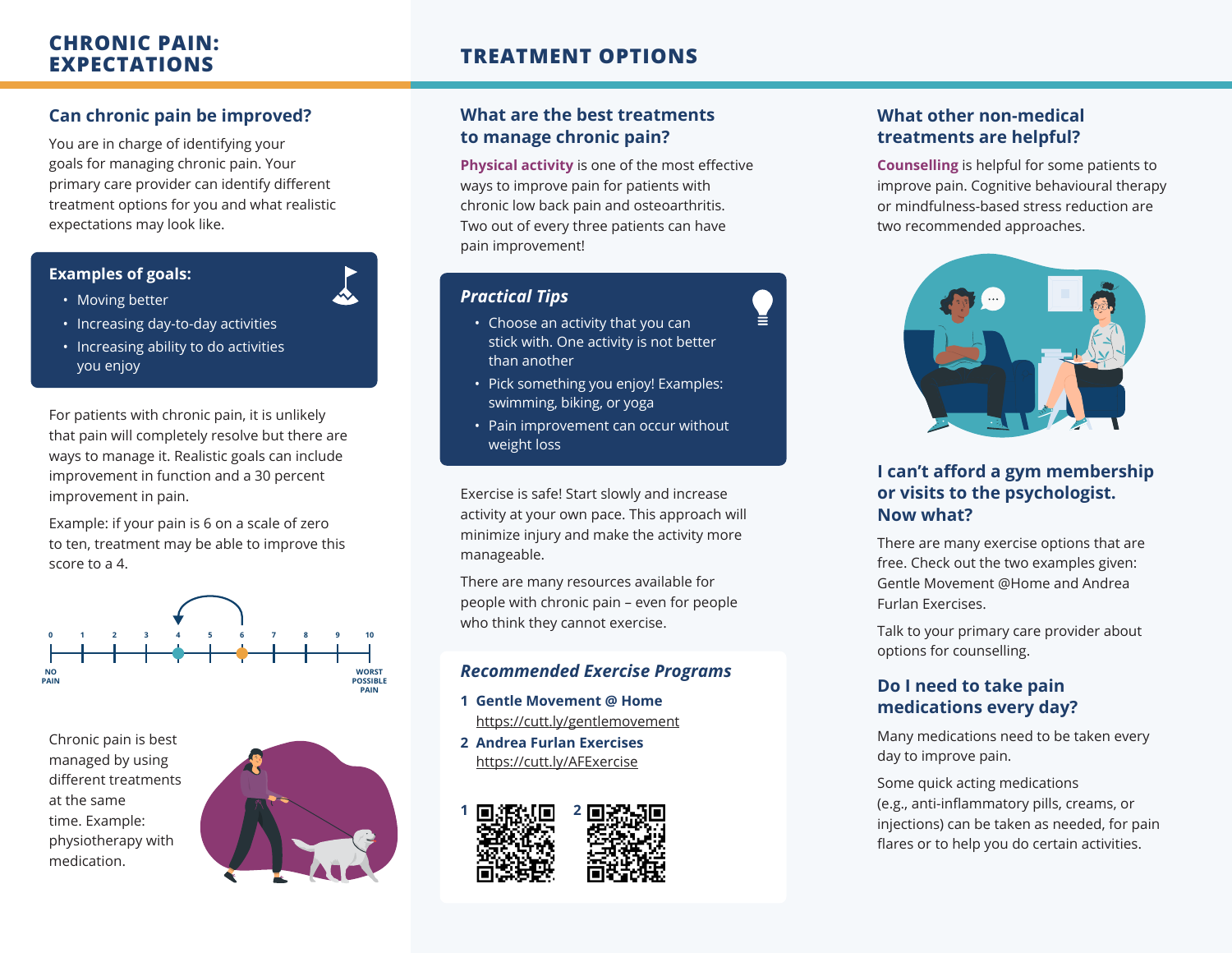## CHRONIC PAIN: EXPECTATIONS

### Can chronic pain be improved?

You are in charge of identifying your goals for managing chronic pain. Your primary care provider can identify different treatment options for you and what realistic expectations may look like.

**Examples of goals:**

- Moving better
- Increasing day-to-day activities
- Increasing ability to do activities you enjoy

For patients with chronic pain, it is unlikely that pain will completely resolve but there are ways to manage it. Realistic goals can include improvement in function and a 30 percent improvement in pain.

Example: if your pain is 6 on a scale of zero to ten, treatment may be able to improve this score to a 4.

0 1 2 3 4 5 6 7 8 9 10

NO PAIN

WORST POSSIBLE PAIN

Chronic pain is best managed by using different treatments at the same time. Example: physiotherapy with medication.

## TREATMENT OPTIONS

### What are the best treatments to manage chronic pain?

**Physical activity** is one of the most effective ways to improve pain for patients with chronic low back pain and osteoarthritis. Two out of every three patients can have pain improvement!

***Practical Tips***

- Choose an activity that you can stick with. One activity is not better than another
- Pick something you enjoy! Examples: swimming, biking, or yoga
- Pain improvement can occur without weight loss

Exercise is safe! Start slowly and increase activity at your own pace. This approach will minimize injury and make the activity more manageable.

There are many resources available for people with chronic pain – even for people who think they cannot exercise.

***Recommended Exercise Programs***

1. **Gentle Movement @ Home**
   https://cutt.ly/gentlemovement
2. **Andrea Furlan Exercises**
   https://cutt.ly/AFExercise

### What other non-medical treatments are helpful?

**Counselling** is helpful for some patients to improve pain. Cognitive behavioural therapy or mindfulness-based stress reduction are two recommended approaches.

### I can't afford a gym membership or visits to the psychologist. Now what?

There are many exercise options that are free. Check out the two examples given: Gentle Movement @Home and Andrea Furlan Exercises.

Talk to your primary care provider about options for counselling.

### Do I need to take pain medications every day?

Many medications need to be taken every day to improve pain.

Some quick acting medications (e.g., anti-inflammatory pills, creams, or injections) can be taken as needed, for pain flares or to help you do certain activities.